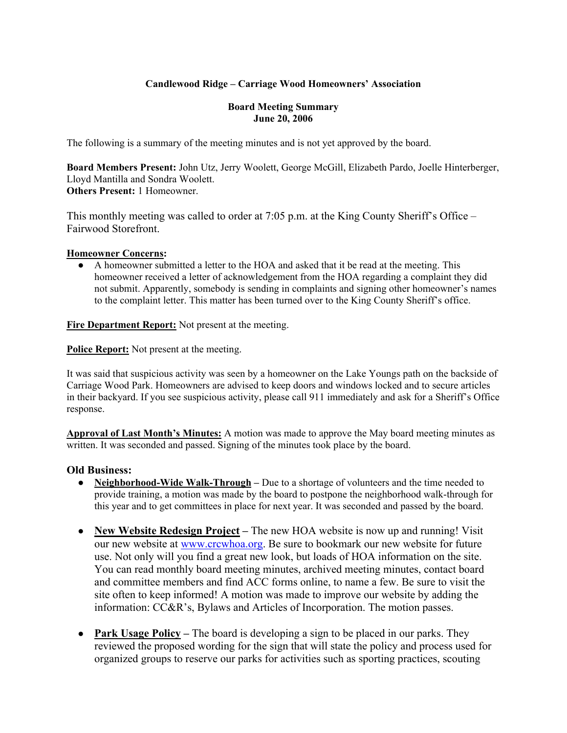**Candlewood Ridge – Carriage Wood Homeowners' Association**

**Board Meeting Summary**
**June 20, 2006**

The following is a summary of the meeting minutes and is not yet approved by the board.

**Board Members Present:** John Utz, Jerry Woolett, George McGill, Elizabeth Pardo, Joelle Hinterberger, Lloyd Mantilla and Sondra Woolett.
**Others Present:** 1 Homeowner.

This monthly meeting was called to order at 7:05 p.m. at the King County Sheriff's Office – Fairwood Storefront.

**Homeowner Concerns:**

- A homeowner submitted a letter to the HOA and asked that it be read at the meeting. This homeowner received a letter of acknowledgement from the HOA regarding a complaint they did not submit. Apparently, somebody is sending in complaints and signing other homeowner's names to the complaint letter. This matter has been turned over to the King County Sheriff's office.

**Fire Department Report:** Not present at the meeting.

**Police Report:** Not present at the meeting.

It was said that suspicious activity was seen by a homeowner on the Lake Youngs path on the backside of Carriage Wood Park. Homeowners are advised to keep doors and windows locked and to secure articles in their backyard. If you see suspicious activity, please call 911 immediately and ask for a Sheriff's Office response.

**Approval of Last Month's Minutes:** A motion was made to approve the May board meeting minutes as written. It was seconded and passed. Signing of the minutes took place by the board.

**Old Business:**

- **Neighborhood-Wide Walk-Through** – Due to a shortage of volunteers and the time needed to provide training, a motion was made by the board to postpone the neighborhood walk-through for this year and to get committees in place for next year. It was seconded and passed by the board.

- **New Website Redesign Project** – The new HOA website is now up and running! Visit our new website at www.crcwhoa.org. Be sure to bookmark our new website for future use. Not only will you find a great new look, but loads of HOA information on the site. You can read monthly board meeting minutes, archived meeting minutes, contact board and committee members and find ACC forms online, to name a few. Be sure to visit the site often to keep informed! A motion was made to improve our website by adding the information: CC&R's, Bylaws and Articles of Incorporation. The motion passes.

- **Park Usage Policy** – The board is developing a sign to be placed in our parks. They reviewed the proposed wording for the sign that will state the policy and process used for organized groups to reserve our parks for activities such as sporting practices, scouting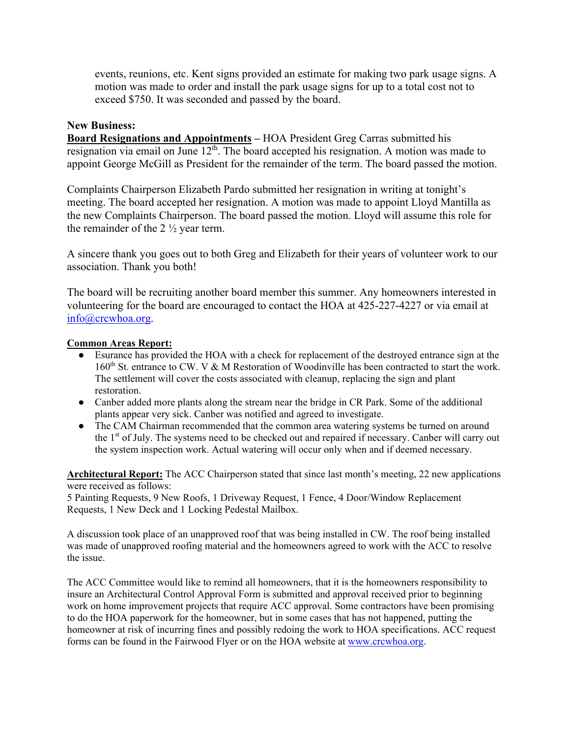events, reunions, etc. Kent signs provided an estimate for making two park usage signs. A motion was made to order and install the park usage signs for up to a total cost not to exceed $750. It was seconded and passed by the board.

**New Business:**

**Board Resignations and Appointments** – HOA President Greg Carras submitted his resignation via email on June 12th. The board accepted his resignation. A motion was made to appoint George McGill as President for the remainder of the term. The board passed the motion.

Complaints Chairperson Elizabeth Pardo submitted her resignation in writing at tonight's meeting. The board accepted her resignation. A motion was made to appoint Lloyd Mantilla as the new Complaints Chairperson. The board passed the motion. Lloyd will assume this role for the remainder of the 2 ½ year term.

A sincere thank you goes out to both Greg and Elizabeth for their years of volunteer work to our association. Thank you both!

The board will be recruiting another board member this summer. Any homeowners interested in volunteering for the board are encouraged to contact the HOA at 425-227-4227 or via email at info@crcwhoa.org.

**Common Areas Report:**

- Esurance has provided the HOA with a check for replacement of the destroyed entrance sign at the 160th St. entrance to CW. V & M Restoration of Woodinville has been contracted to start the work. The settlement will cover the costs associated with cleanup, replacing the sign and plant restoration.
- Canber added more plants along the stream near the bridge in CR Park. Some of the additional plants appear very sick. Canber was notified and agreed to investigate.
- The CAM Chairman recommended that the common area watering systems be turned on around the 1st of July. The systems need to be checked out and repaired if necessary. Canber will carry out the system inspection work. Actual watering will occur only when and if deemed necessary.

**Architectural Report:** The ACC Chairperson stated that since last month's meeting, 22 new applications were received as follows:
5 Painting Requests, 9 New Roofs, 1 Driveway Request, 1 Fence, 4 Door/Window Replacement Requests, 1 New Deck and 1 Locking Pedestal Mailbox.

A discussion took place of an unapproved roof that was being installed in CW. The roof being installed was made of unapproved roofing material and the homeowners agreed to work with the ACC to resolve the issue.

The ACC Committee would like to remind all homeowners, that it is the homeowners responsibility to insure an Architectural Control Approval Form is submitted and approval received prior to beginning work on home improvement projects that require ACC approval. Some contractors have been promising to do the HOA paperwork for the homeowner, but in some cases that has not happened, putting the homeowner at risk of incurring fines and possibly redoing the work to HOA specifications. ACC request forms can be found in the Fairwood Flyer or on the HOA website at www.crcwhoa.org.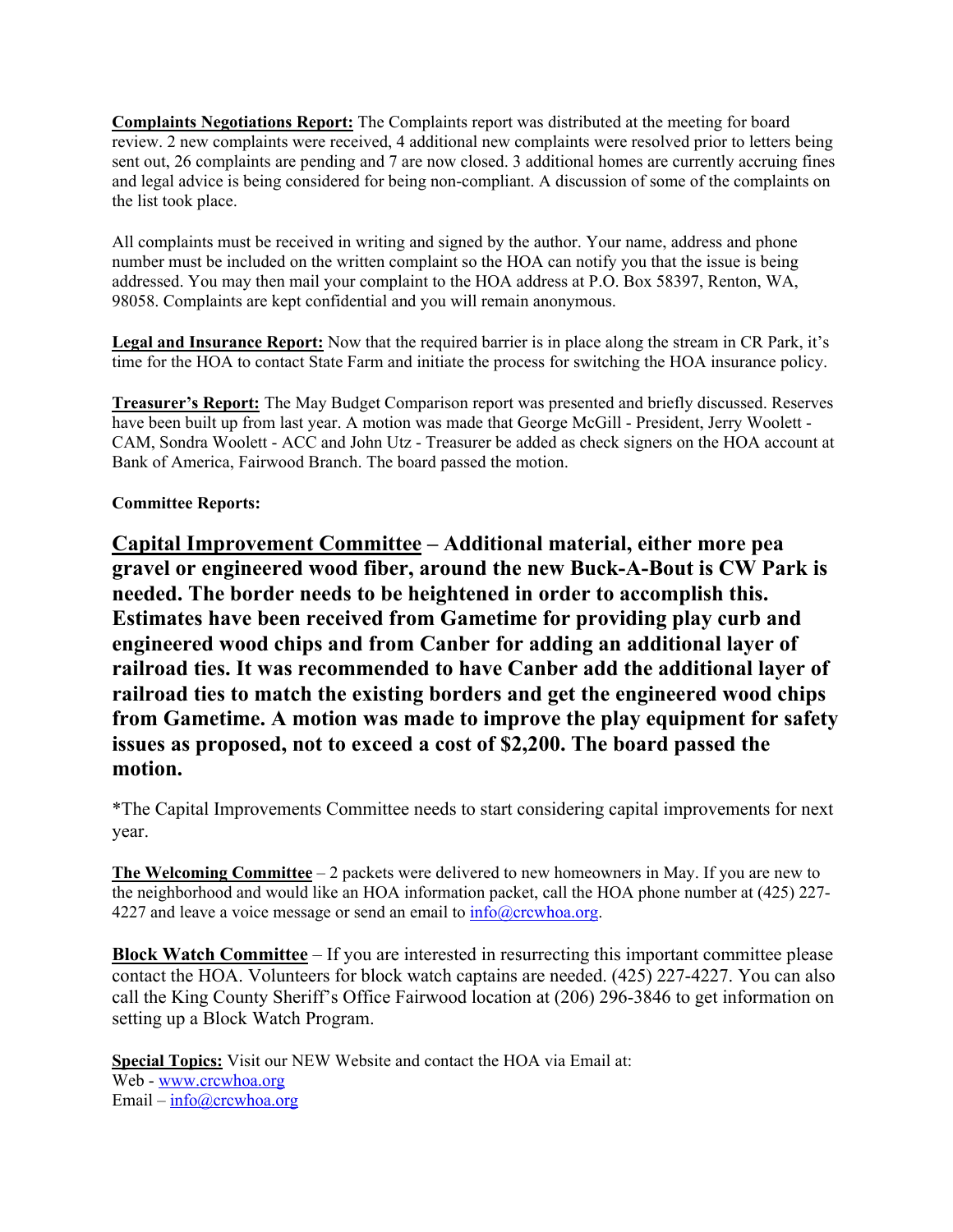**Complaints Negotiations Report:** The Complaints report was distributed at the meeting for board review. 2 new complaints were received, 4 additional new complaints were resolved prior to letters being sent out, 26 complaints are pending and 7 are now closed. 3 additional homes are currently accruing fines and legal advice is being considered for being non-compliant. A discussion of some of the complaints on the list took place.

All complaints must be received in writing and signed by the author. Your name, address and phone number must be included on the written complaint so the HOA can notify you that the issue is being addressed. You may then mail your complaint to the HOA address at P.O. Box 58397, Renton, WA, 98058. Complaints are kept confidential and you will remain anonymous.

**Legal and Insurance Report:** Now that the required barrier is in place along the stream in CR Park, it's time for the HOA to contact State Farm and initiate the process for switching the HOA insurance policy.

**Treasurer's Report:** The May Budget Comparison report was presented and briefly discussed. Reserves have been built up from last year. A motion was made that George McGill - President, Jerry Woolett - CAM, Sondra Woolett - ACC and John Utz - Treasurer be added as check signers on the HOA account at Bank of America, Fairwood Branch. The board passed the motion.

**Committee Reports:**

**Capital Improvement Committee – Additional material, either more pea gravel or engineered wood fiber, around the new Buck-A-Bout is CW Park is needed. The border needs to be heightened in order to accomplish this. Estimates have been received from Gametime for providing play curb and engineered wood chips and from Canber for adding an additional layer of railroad ties. It was recommended to have Canber add the additional layer of railroad ties to match the existing borders and get the engineered wood chips from Gametime. A motion was made to improve the play equipment for safety issues as proposed, not to exceed a cost of $2,200. The board passed the motion.**

*The Capital Improvements Committee needs to start considering capital improvements for next year.

**The Welcoming Committee** – 2 packets were delivered to new homeowners in May. If you are new to the neighborhood and would like an HOA information packet, call the HOA phone number at (425) 227-4227 and leave a voice message or send an email to info@crcwhoa.org.

**Block Watch Committee** – If you are interested in resurrecting this important committee please contact the HOA. Volunteers for block watch captains are needed. (425) 227-4227. You can also call the King County Sheriff's Office Fairwood location at (206) 296-3846 to get information on setting up a Block Watch Program.

**Special Topics:** Visit our NEW Website and contact the HOA via Email at:
Web - www.crcwhoa.org
Email – info@crcwhoa.org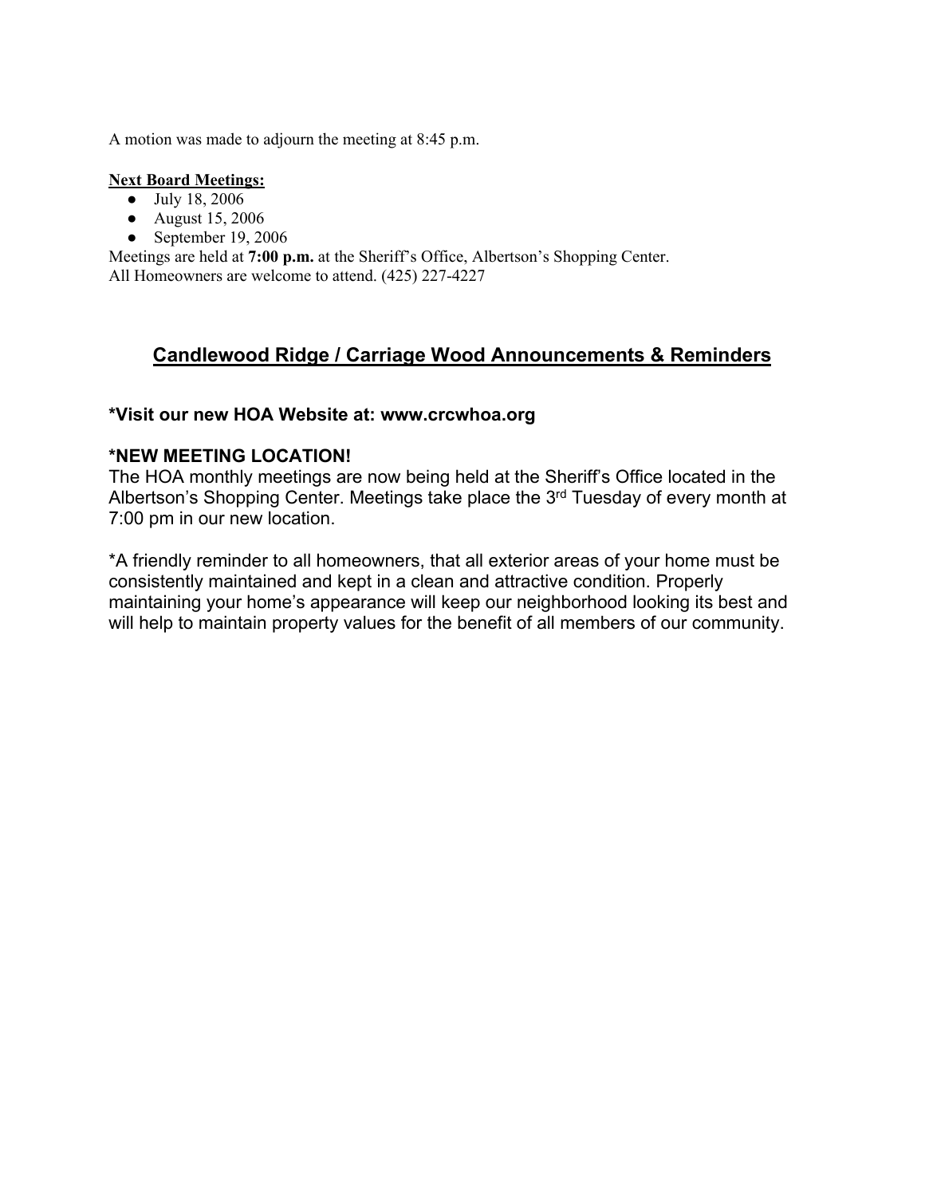A motion was made to adjourn the meeting at 8:45 p.m.

**Next Board Meetings:**

- July 18, 2006
- August 15, 2006
- September 19, 2006

Meetings are held at **7:00 p.m.** at the Sheriff's Office, Albertson's Shopping Center.
All Homeowners are welcome to attend. (425) 227-4227

## Candlewood Ridge / Carriage Wood Announcements & Reminders

**\*Visit our new HOA Website at: www.crcwhoa.org**

**\*NEW MEETING LOCATION!**
The HOA monthly meetings are now being held at the Sheriff's Office located in the Albertson's Shopping Center. Meetings take place the 3rd Tuesday of every month at 7:00 pm in our new location.

*A friendly reminder to all homeowners, that all exterior areas of your home must be consistently maintained and kept in a clean and attractive condition. Properly maintaining your home's appearance will keep our neighborhood looking its best and will help to maintain property values for the benefit of all members of our community.